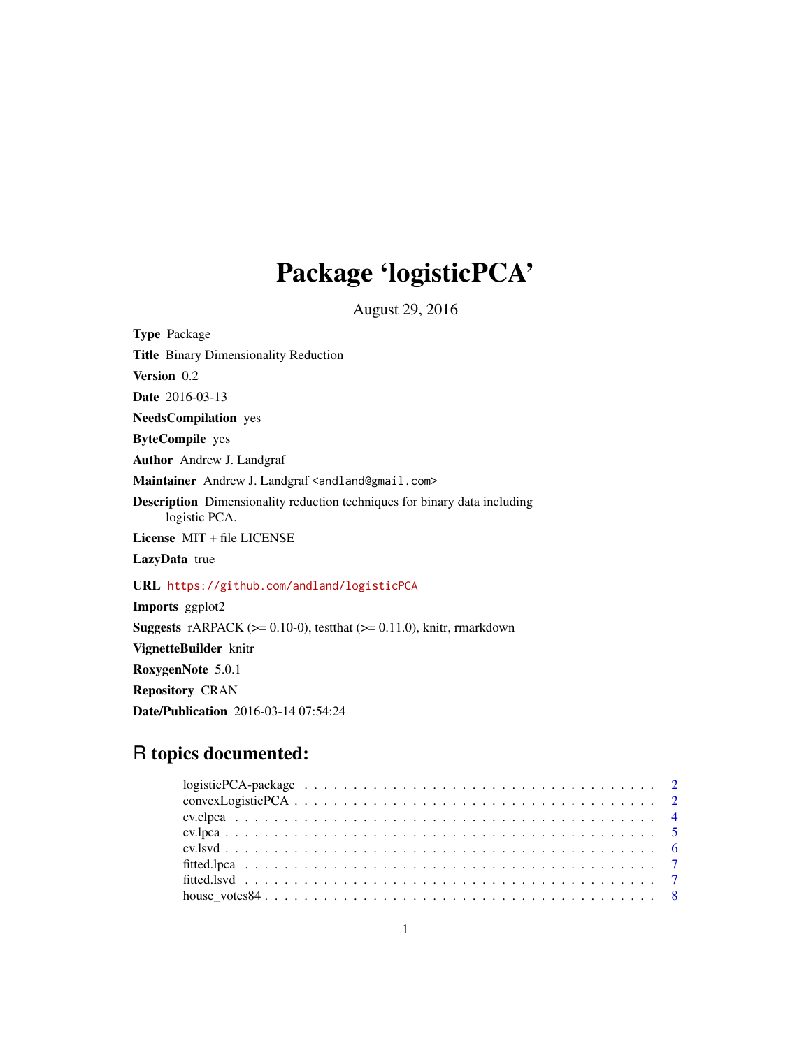# Package 'logisticPCA'

August 29, 2016

**Type** Package

**Title** Binary Dimensionality Reduction

**Version** 0.2

**Date** 2016-03-13

**NeedsCompilation** yes

**ByteCompile** yes

**Author** Andrew J. Landgraf

**Maintainer** Andrew J. Landgraf <andland@gmail.com>

**Description** Dimensionality reduction techniques for binary data including logistic PCA.

**License** MIT + file LICENSE

**LazyData** true

**URL** https://github.com/andland/logisticPCA

**Imports** ggplot2

**Suggests** rARPACK (>= 0.10-0), testthat (>= 0.11.0), knitr, rmarkdown

**VignetteBuilder** knitr

**RoxygenNote** 5.0.1

**Repository** CRAN

**Date/Publication** 2016-03-14 07:54:24

## R topics documented:

- logisticPCA-package . . . . . . . . . . . . . . . . . . . . . . . . . . . . . . . . . . . 2
- convexLogisticPCA . . . . . . . . . . . . . . . . . . . . . . . . . . . . . . . . . . . 2
- cv.clpca . . . . . . . . . . . . . . . . . . . . . . . . . . . . . . . . . . . . . . . . . . 4
- cv.lpca . . . . . . . . . . . . . . . . . . . . . . . . . . . . . . . . . . . . . . . . . . 5
- cv.lsvd . . . . . . . . . . . . . . . . . . . . . . . . . . . . . . . . . . . . . . . . . . 6
- fitted.lpca . . . . . . . . . . . . . . . . . . . . . . . . . . . . . . . . . . . . . . . . 7
- fitted.lsvd . . . . . . . . . . . . . . . . . . . . . . . . . . . . . . . . . . . . . . . . 7
- house_votes84 . . . . . . . . . . . . . . . . . . . . . . . . . . . . . . . . . . . . . . 8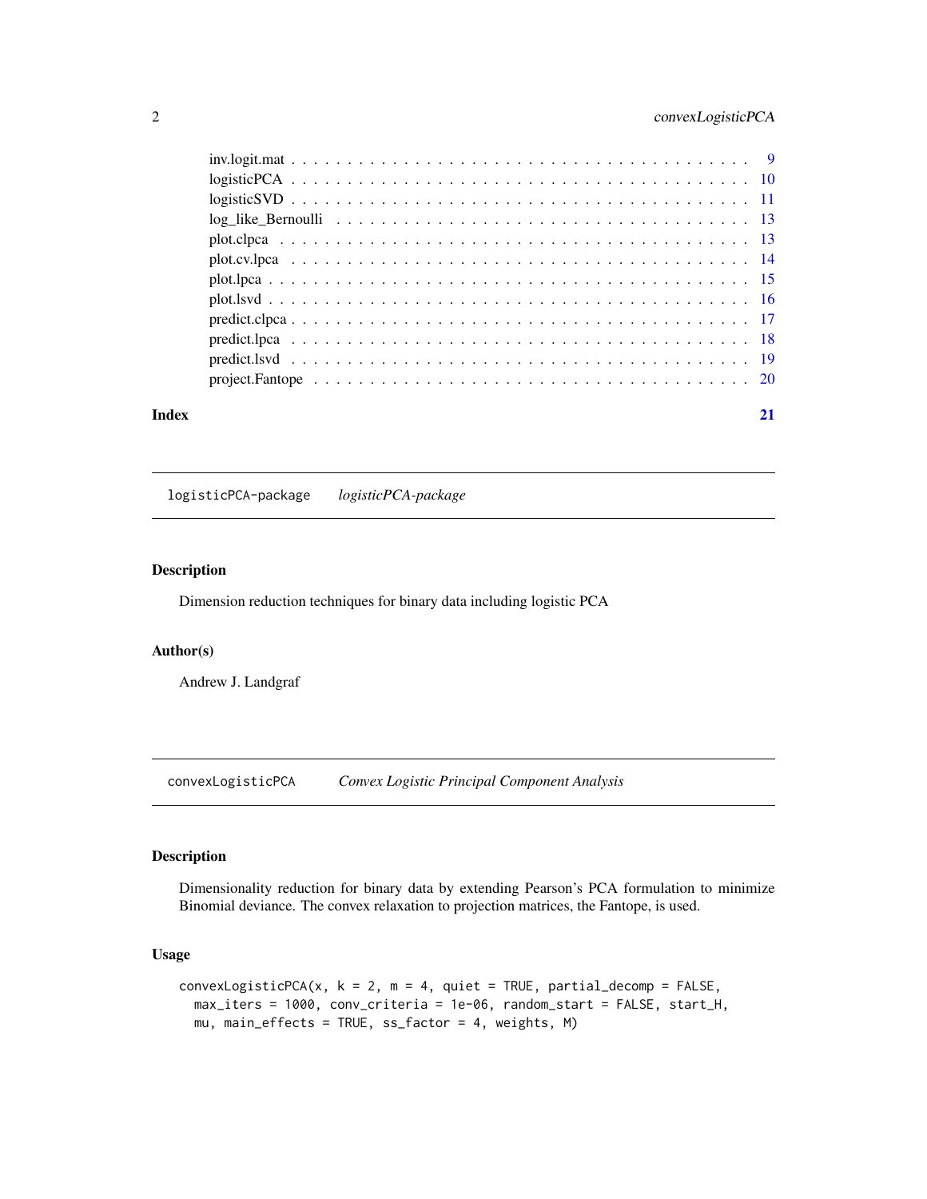inv.logit.mat . . . . . . . . . . . . . . . . . . . . . . . . . . . . . . . . . . . . . . 9
logisticPCA . . . . . . . . . . . . . . . . . . . . . . . . . . . . . . . . . . . . . . . 10
logisticSVD . . . . . . . . . . . . . . . . . . . . . . . . . . . . . . . . . . . . . . . 11
log_like_Bernoulli . . . . . . . . . . . . . . . . . . . . . . . . . . . . . . . . . . . 13
plot.clpca . . . . . . . . . . . . . . . . . . . . . . . . . . . . . . . . . . . . . . . . 13
plot.cv.lpca . . . . . . . . . . . . . . . . . . . . . . . . . . . . . . . . . . . . . . . 14
plot.lpca . . . . . . . . . . . . . . . . . . . . . . . . . . . . . . . . . . . . . . . . . 15
plot.lsvd . . . . . . . . . . . . . . . . . . . . . . . . . . . . . . . . . . . . . . . . . 16
predict.clpca . . . . . . . . . . . . . . . . . . . . . . . . . . . . . . . . . . . . . . . 17
predict.lpca . . . . . . . . . . . . . . . . . . . . . . . . . . . . . . . . . . . . . . . . 18
predict.lsvd . . . . . . . . . . . . . . . . . . . . . . . . . . . . . . . . . . . . . . . . 19
project.Fantope . . . . . . . . . . . . . . . . . . . . . . . . . . . . . . . . . . . . . . 20

**Index** **21**

---

## logisticPCA-package *logisticPCA-package*

### Description

Dimension reduction techniques for binary data including logistic PCA

### Author(s)

Andrew J. Landgraf

---

## convexLogisticPCA *Convex Logistic Principal Component Analysis*

### Description

Dimensionality reduction for binary data by extending Pearson's PCA formulation to minimize Binomial deviance. The convex relaxation to projection matrices, the Fantope, is used.

### Usage

```
convexLogisticPCA(x, k = 2, m = 4, quiet = TRUE, partial_decomp = FALSE,
  max_iters = 1000, conv_criteria = 1e-06, random_start = FALSE, start_H,
  mu, main_effects = TRUE, ss_factor = 4, weights, M)
```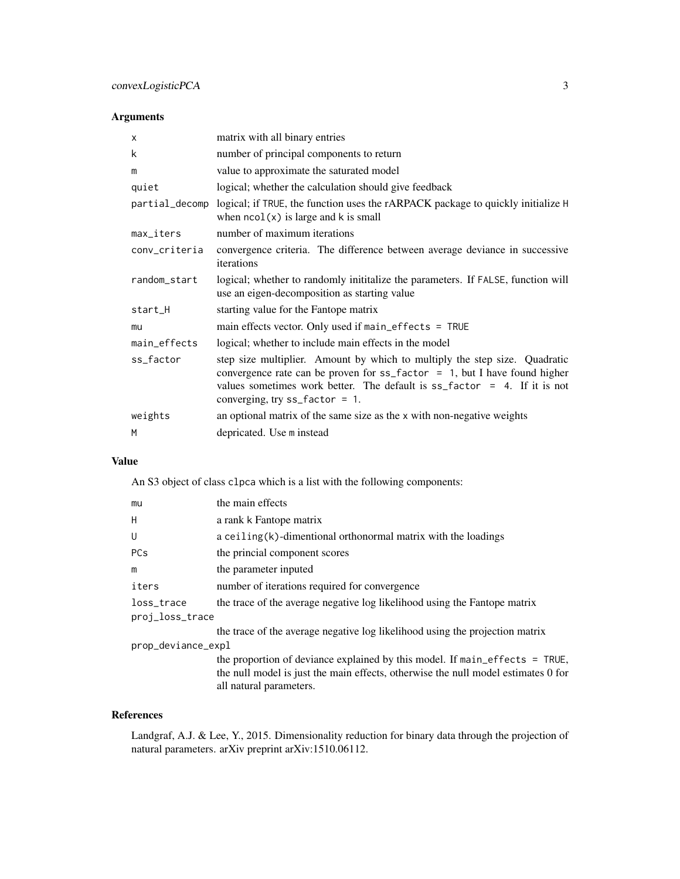## Arguments

| | |
|---|---|
| `x` | matrix with all binary entries |
| `k` | number of principal components to return |
| `m` | value to approximate the saturated model |
| `quiet` | logical; whether the calculation should give feedback |
| `partial_decomp` | logical; if `TRUE`, the function uses the rARPACK package to quickly initialize `H` when `ncol(x)` is large and `k` is small |
| `max_iters` | number of maximum iterations |
| `conv_criteria` | convergence criteria. The difference between average deviance in successive iterations |
| `random_start` | logical; whether to randomly inititalize the parameters. If `FALSE`, function will use an eigen-decomposition as starting value |
| `start_H` | starting value for the Fantope matrix |
| `mu` | main effects vector. Only used if `main_effects = TRUE` |
| `main_effects` | logical; whether to include main effects in the model |
| `ss_factor` | step size multiplier. Amount by which to multiply the step size. Quadratic convergence rate can be proven for `ss_factor = 1`, but I have found higher values sometimes work better. The default is `ss_factor = 4`. If it is not converging, try `ss_factor = 1`. |
| `weights` | an optional matrix of the same size as the `x` with non-negative weights |
| `M` | depricated. Use `m` instead |

## Value

An S3 object of class `clpca` which is a list with the following components:

| | |
|---|---|
| `mu` | the main effects |
| `H` | a rank `k` Fantope matrix |
| `U` | a `ceiling(k)`-dimentional orthonormal matrix with the loadings |
| `PCs` | the princial component scores |
| `m` | the parameter inputed |
| `iters` | number of iterations required for convergence |
| `loss_trace` | the trace of the average negative log likelihood using the Fantope matrix |
| `proj_loss_trace` | the trace of the average negative log likelihood using the projection matrix |
| `prop_deviance_expl` | the proportion of deviance explained by this model. If `main_effects = TRUE`, the null model is just the main effects, otherwise the null model estimates 0 for all natural parameters. |

## References

Landgraf, A.J. & Lee, Y., 2015. Dimensionality reduction for binary data through the projection of natural parameters. arXiv preprint arXiv:1510.06112.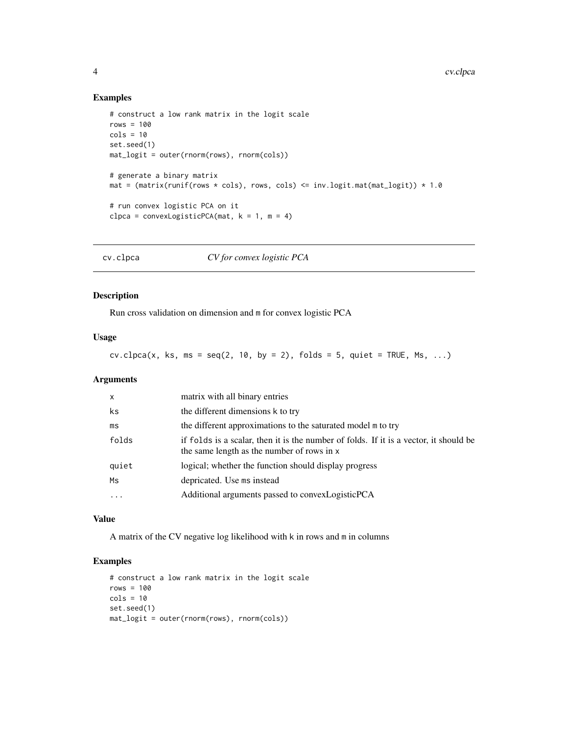## Examples

```
# construct a low rank matrix in the logit scale
rows = 100
cols = 10
set.seed(1)
mat_logit = outer(rnorm(rows), rnorm(cols))

# generate a binary matrix
mat = (matrix(runif(rows * cols), rows, cols) <= inv.logit.mat(mat_logit)) * 1.0

# run convex logistic PCA on it
clpca = convexLogisticPCA(mat, k = 1, m = 4)
```

---

# cv.clpca    *CV for convex logistic PCA*

## Description

Run cross validation on dimension and m for convex logistic PCA

## Usage

```
cv.clpca(x, ks, ms = seq(2, 10, by = 2), folds = 5, quiet = TRUE, Ms, ...)
```

## Arguments

| | |
|---|---|
| x | matrix with all binary entries |
| ks | the different dimensions k to try |
| ms | the different approximations to the saturated model m to try |
| folds | if folds is a scalar, then it is the number of folds. If it is a vector, it should be the same length as the number of rows in x |
| quiet | logical; whether the function should display progress |
| Ms | depricated. Use ms instead |
| ... | Additional arguments passed to convexLogisticPCA |

## Value

A matrix of the CV negative log likelihood with k in rows and m in columns

## Examples

```
# construct a low rank matrix in the logit scale
rows = 100
cols = 10
set.seed(1)
mat_logit = outer(rnorm(rows), rnorm(cols))
```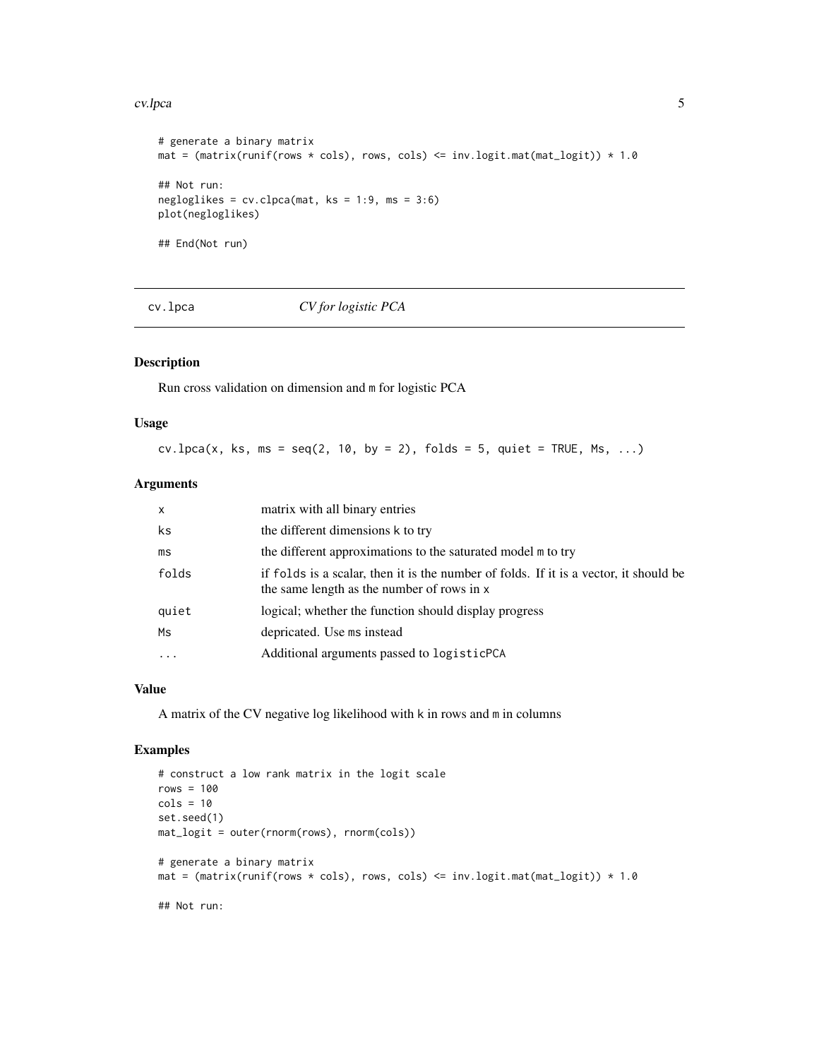```
# generate a binary matrix
mat = (matrix(runif(rows * cols), rows, cols) <= inv.logit.mat(mat_logit)) * 1.0

## Not run:
negloglikes = cv.clpca(mat, ks = 1:9, ms = 3:6)
plot(negloglikes)

## End(Not run)
```

## cv.lpca *CV for logistic PCA*

### Description

Run cross validation on dimension and `m` for logistic PCA

### Usage

```
cv.lpca(x, ks, ms = seq(2, 10, by = 2), folds = 5, quiet = TRUE, Ms, ...)
```

### Arguments

| | |
|---|---|
| `x` | matrix with all binary entries |
| `ks` | the different dimensions `k` to try |
| `ms` | the different approximations to the saturated model `m` to try |
| `folds` | if `folds` is a scalar, then it is the number of folds. If it is a vector, it should be the same length as the number of rows in `x` |
| `quiet` | logical; whether the function should display progress |
| `Ms` | depricated. Use `ms` instead |
| `...` | Additional arguments passed to `logisticPCA` |

### Value

A matrix of the CV negative log likelihood with `k` in rows and `m` in columns

### Examples

```
# construct a low rank matrix in the logit scale
rows = 100
cols = 10
set.seed(1)
mat_logit = outer(rnorm(rows), rnorm(cols))

# generate a binary matrix
mat = (matrix(runif(rows * cols), rows, cols) <= inv.logit.mat(mat_logit)) * 1.0

## Not run:
```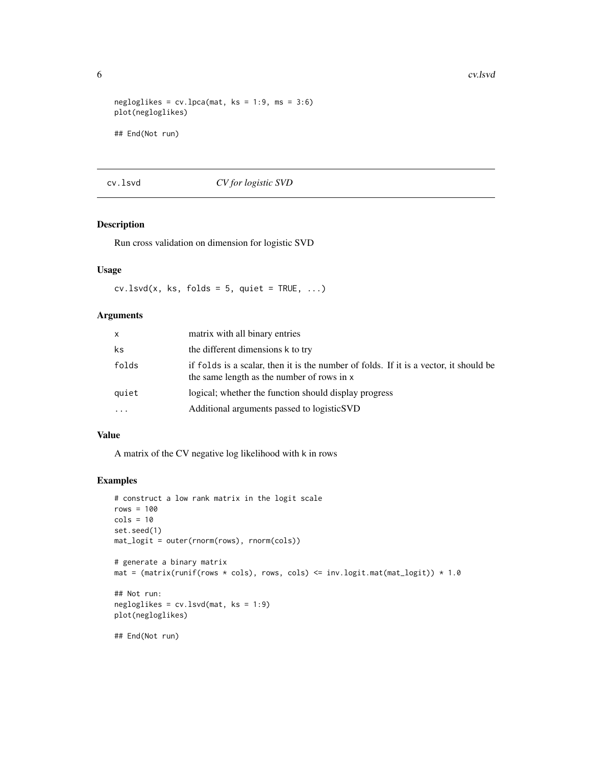```
negloglikes = cv.lpca(mat, ks = 1:9, ms = 3:6)
plot(negloglikes)

## End(Not run)
```

## cv.lsvd — *CV for logistic SVD*

### Description

Run cross validation on dimension for logistic SVD

### Usage

```
cv.lsvd(x, ks, folds = 5, quiet = TRUE, ...)
```

### Arguments

| | |
|---|---|
| `x` | matrix with all binary entries |
| `ks` | the different dimensions k to try |
| `folds` | if `folds` is a scalar, then it is the number of folds. If it is a vector, it should be the same length as the number of rows in `x` |
| `quiet` | logical; whether the function should display progress |
| `...` | Additional arguments passed to logisticSVD |

### Value

A matrix of the CV negative log likelihood with k in rows

### Examples

```
# construct a low rank matrix in the logit scale
rows = 100
cols = 10
set.seed(1)
mat_logit = outer(rnorm(rows), rnorm(cols))

# generate a binary matrix
mat = (matrix(runif(rows * cols), rows, cols) <= inv.logit.mat(mat_logit)) * 1.0

## Not run:
negloglikes = cv.lsvd(mat, ks = 1:9)
plot(negloglikes)

## End(Not run)
```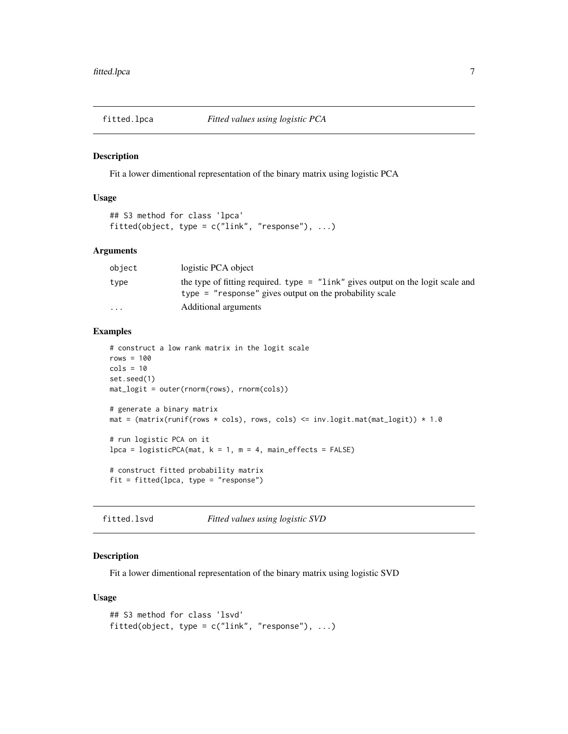## fitted.lpca — *Fitted values using logistic PCA*

### Description

Fit a lower dimentional representation of the binary matrix using logistic PCA

### Usage

```
## S3 method for class 'lpca'
fitted(object, type = c("link", "response"), ...)
```

### Arguments

| | |
|---|---|
| `object` | logistic PCA object |
| `type` | the type of fitting required. `type = "link"` gives output on the logit scale and `type = "response"` gives output on the probability scale |
| `...` | Additional arguments |

### Examples

```
# construct a low rank matrix in the logit scale
rows = 100
cols = 10
set.seed(1)
mat_logit = outer(rnorm(rows), rnorm(cols))

# generate a binary matrix
mat = (matrix(runif(rows * cols), rows, cols) <= inv.logit.mat(mat_logit)) * 1.0

# run logistic PCA on it
lpca = logisticPCA(mat, k = 1, m = 4, main_effects = FALSE)

# construct fitted probability matrix
fit = fitted(lpca, type = "response")
```

## fitted.lsvd — *Fitted values using logistic SVD*

### Description

Fit a lower dimentional representation of the binary matrix using logistic SVD

### Usage

```
## S3 method for class 'lsvd'
fitted(object, type = c("link", "response"), ...)
```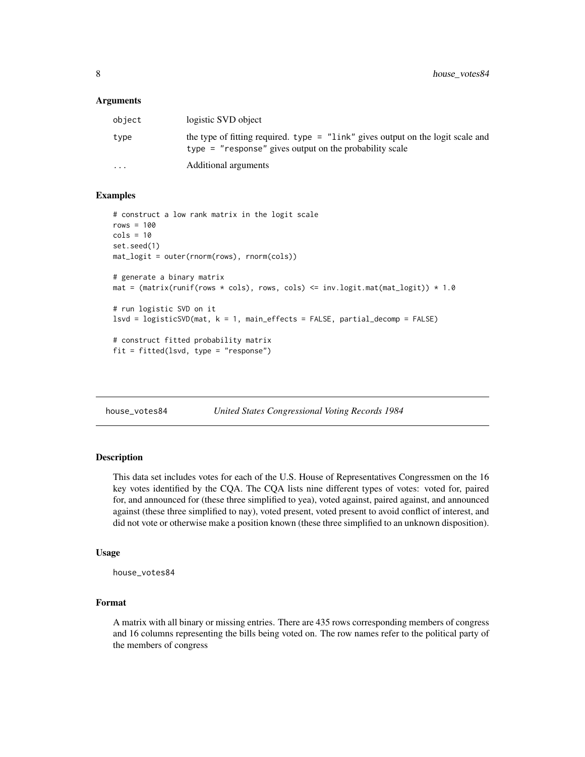### Arguments

| | |
|---|---|
| object | logistic SVD object |
| type | the type of fitting required. type = "link" gives output on the logit scale and type = "response" gives output on the probability scale |
| ... | Additional arguments |

### Examples

```
# construct a low rank matrix in the logit scale
rows = 100
cols = 10
set.seed(1)
mat_logit = outer(rnorm(rows), rnorm(cols))

# generate a binary matrix
mat = (matrix(runif(rows * cols), rows, cols) <= inv.logit.mat(mat_logit)) * 1.0

# run logistic SVD on it
lsvd = logisticSVD(mat, k = 1, main_effects = FALSE, partial_decomp = FALSE)

# construct fitted probability matrix
fit = fitted(lsvd, type = "response")
```

## house_votes84 *United States Congressional Voting Records 1984*

### Description

This data set includes votes for each of the U.S. House of Representatives Congressmen on the 16 key votes identified by the CQA. The CQA lists nine different types of votes: voted for, paired for, and announced for (these three simplified to yea), voted against, paired against, and announced against (these three simplified to nay), voted present, voted present to avoid conflict of interest, and did not vote or otherwise make a position known (these three simplified to an unknown disposition).

### Usage

```
house_votes84
```

### Format

A matrix with all binary or missing entries. There are 435 rows corresponding members of congress and 16 columns representing the bills being voted on. The row names refer to the political party of the members of congress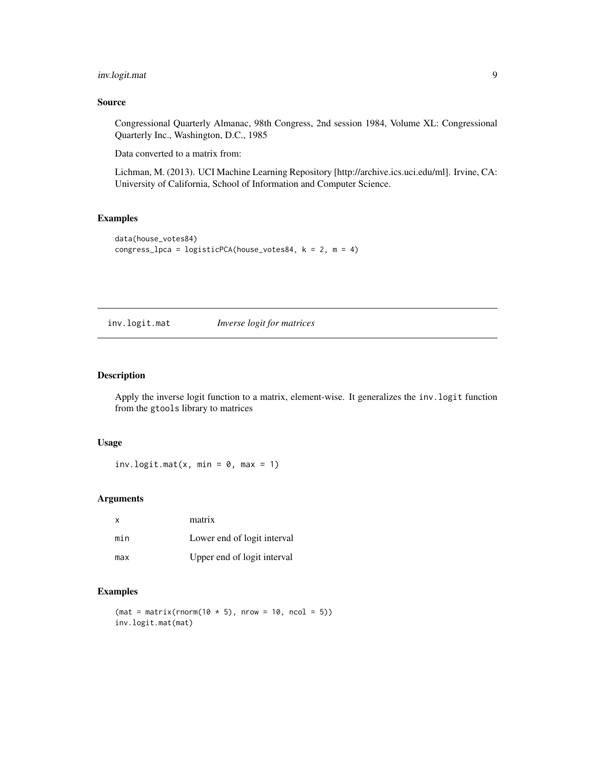## Source

Congressional Quarterly Almanac, 98th Congress, 2nd session 1984, Volume XL: Congressional Quarterly Inc., Washington, D.C., 1985

Data converted to a matrix from:

Lichman, M. (2013). UCI Machine Learning Repository [http://archive.ics.uci.edu/ml]. Irvine, CA: University of California, School of Information and Computer Science.

## Examples

```
data(house_votes84)
congress_lpca = logisticPCA(house_votes84, k = 2, m = 4)
```

---

# inv.logit.mat — *Inverse logit for matrices*

---

## Description

Apply the inverse logit function to a matrix, element-wise. It generalizes the `inv.logit` function from the `gtools` library to matrices

## Usage

```
inv.logit.mat(x, min = 0, max = 1)
```

## Arguments

| | |
|---|---|
| x | matrix |
| min | Lower end of logit interval |
| max | Upper end of logit interval |

## Examples

```
(mat = matrix(rnorm(10 * 5), nrow = 10, ncol = 5))
inv.logit.mat(mat)
```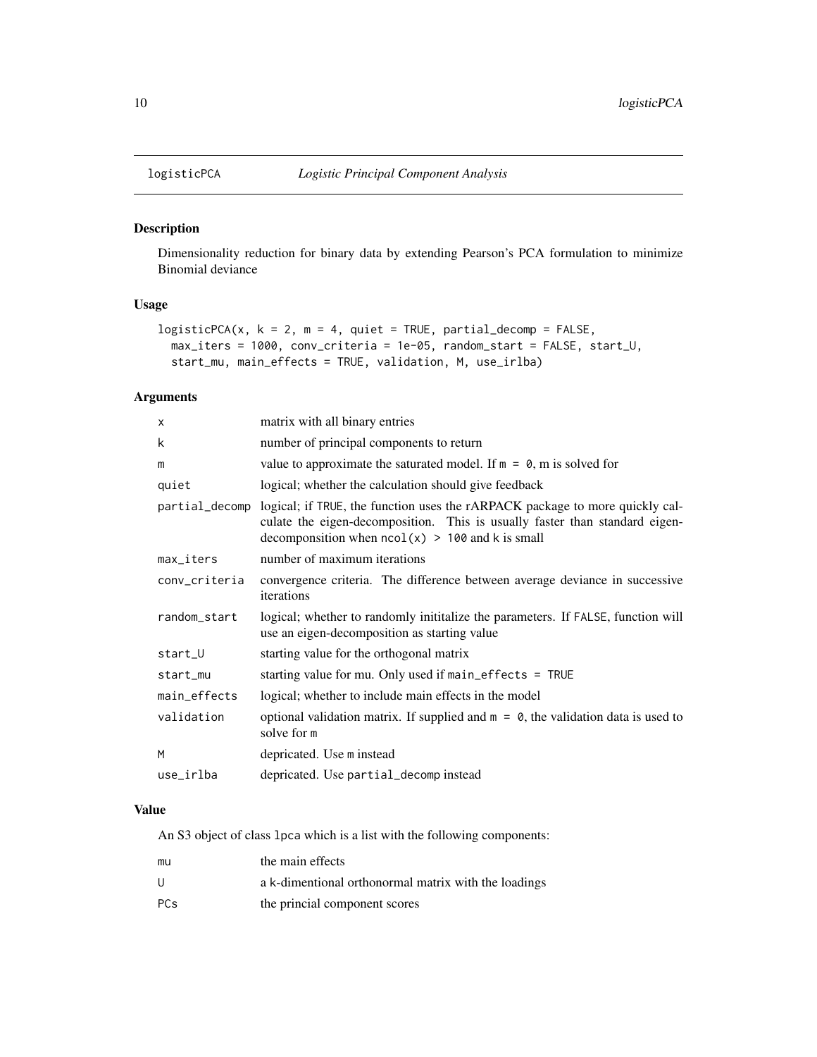## logisticPCA *Logistic Principal Component Analysis*

### Description

Dimensionality reduction for binary data by extending Pearson's PCA formulation to minimize Binomial deviance

### Usage

```
logisticPCA(x, k = 2, m = 4, quiet = TRUE, partial_decomp = FALSE,
  max_iters = 1000, conv_criteria = 1e-05, random_start = FALSE, start_U,
  start_mu, main_effects = TRUE, validation, M, use_irlba)
```

### Arguments

| | |
|---|---|
| `x` | matrix with all binary entries |
| `k` | number of principal components to return |
| `m` | value to approximate the saturated model. If `m = 0`, m is solved for |
| `quiet` | logical; whether the calculation should give feedback |
| `partial_decomp` | logical; if `TRUE`, the function uses the rARPACK package to more quickly calculate the eigen-decomposition. This is usually faster than standard eigen-decomponsition when `ncol(x) > 100` and k is small |
| `max_iters` | number of maximum iterations |
| `conv_criteria` | convergence criteria. The difference between average deviance in successive iterations |
| `random_start` | logical; whether to randomly inititalize the parameters. If `FALSE`, function will use an eigen-decomposition as starting value |
| `start_U` | starting value for the orthogonal matrix |
| `start_mu` | starting value for mu. Only used if `main_effects = TRUE` |
| `main_effects` | logical; whether to include main effects in the model |
| `validation` | optional validation matrix. If supplied and `m = 0`, the validation data is used to solve for `m` |
| `M` | depricated. Use `m` instead |
| `use_irlba` | depricated. Use `partial_decomp` instead |

### Value

An S3 object of class `lpca` which is a list with the following components:

| | |
|---|---|
| `mu` | the main effects |
| `U` | a `k`-dimentional orthonormal matrix with the loadings |
| `PCs` | the princial component scores |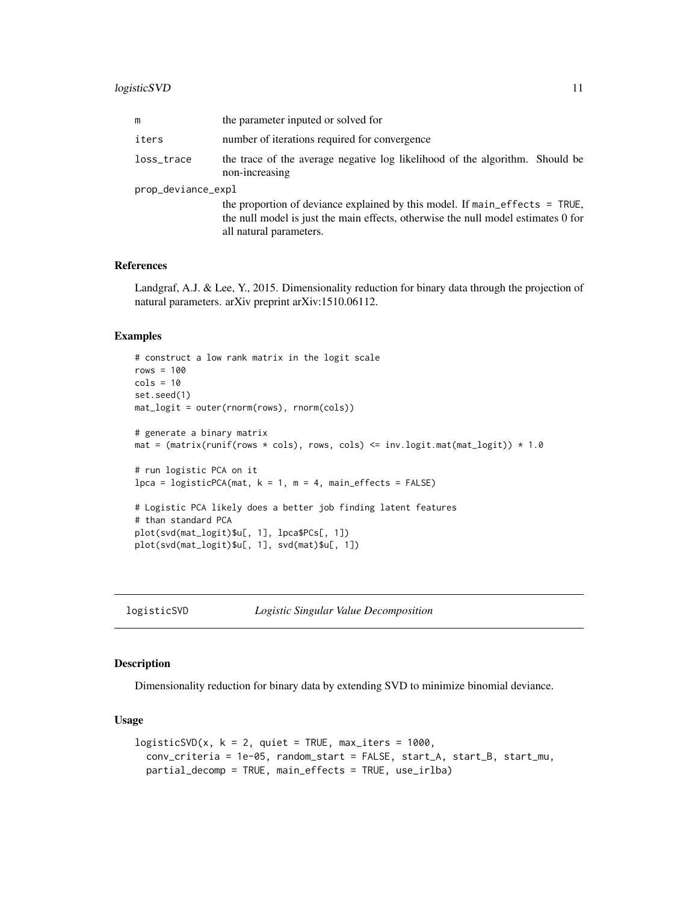| | |
|---|---|
| `m` | the parameter inputed or solved for |
| `iters` | number of iterations required for convergence |
| `loss_trace` | the trace of the average negative log likelihood of the algorithm. Should be non-increasing |
| `prop_deviance_expl` | the proportion of deviance explained by this model. If `main_effects = TRUE`, the null model is just the main effects, otherwise the null model estimates 0 for all natural parameters. |

### References

Landgraf, A.J. & Lee, Y., 2015. Dimensionality reduction for binary data through the projection of natural parameters. arXiv preprint arXiv:1510.06112.

### Examples

```
# construct a low rank matrix in the logit scale
rows = 100
cols = 10
set.seed(1)
mat_logit = outer(rnorm(rows), rnorm(cols))

# generate a binary matrix
mat = (matrix(runif(rows * cols), rows, cols) <= inv.logit.mat(mat_logit)) * 1.0

# run logistic PCA on it
lpca = logisticPCA(mat, k = 1, m = 4, main_effects = FALSE)

# Logistic PCA likely does a better job finding latent features
# than standard PCA
plot(svd(mat_logit)$u[, 1], lpca$PCs[, 1])
plot(svd(mat_logit)$u[, 1], svd(mat)$u[, 1])
```

---

## logisticSVD *Logistic Singular Value Decomposition*

---

### Description

Dimensionality reduction for binary data by extending SVD to minimize binomial deviance.

### Usage

```
logisticSVD(x, k = 2, quiet = TRUE, max_iters = 1000,
  conv_criteria = 1e-05, random_start = FALSE, start_A, start_B, start_mu,
  partial_decomp = TRUE, main_effects = TRUE, use_irlba)
```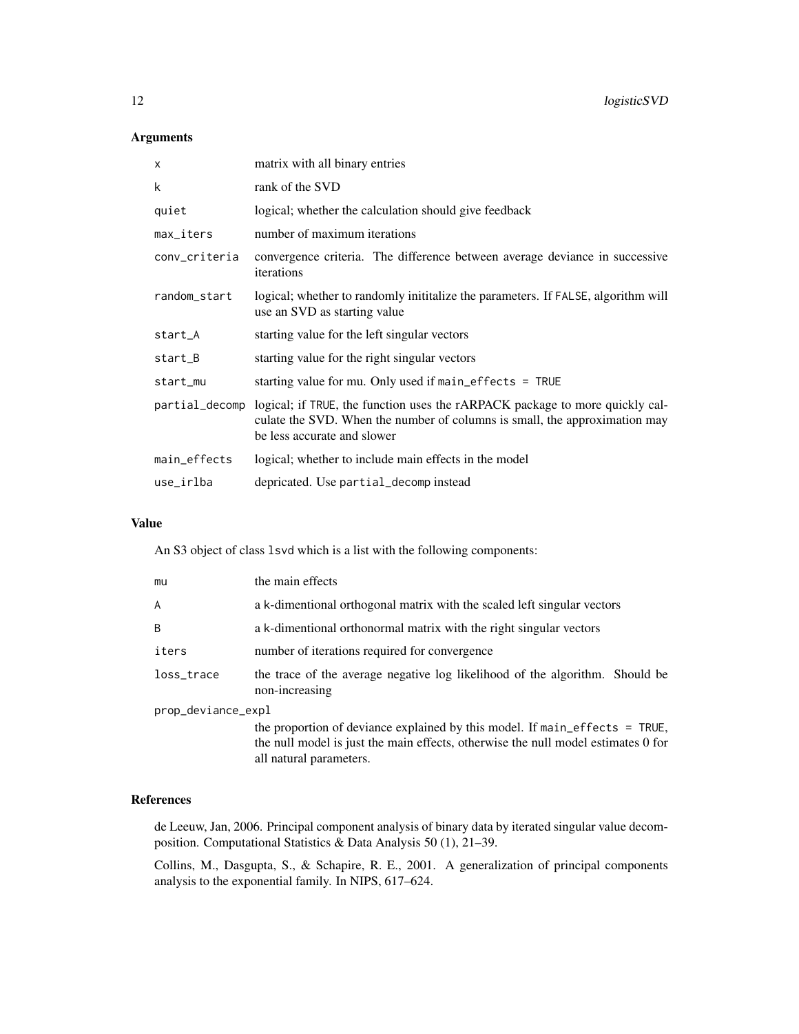## Arguments

| | |
|---|---|
| x | matrix with all binary entries |
| k | rank of the SVD |
| quiet | logical; whether the calculation should give feedback |
| max_iters | number of maximum iterations |
| conv_criteria | convergence criteria. The difference between average deviance in successive iterations |
| random_start | logical; whether to randomly inititalize the parameters. If FALSE, algorithm will use an SVD as starting value |
| start_A | starting value for the left singular vectors |
| start_B | starting value for the right singular vectors |
| start_mu | starting value for mu. Only used if main_effects = TRUE |
| partial_decomp | logical; if TRUE, the function uses the rARPACK package to more quickly calculate the SVD. When the number of columns is small, the approximation may be less accurate and slower |
| main_effects | logical; whether to include main effects in the model |
| use_irlba | depricated. Use partial_decomp instead |

## Value

An S3 object of class lsvd which is a list with the following components:

| | |
|---|---|
| mu | the main effects |
| A | a k-dimentional orthogonal matrix with the scaled left singular vectors |
| B | a k-dimentional orthonormal matrix with the right singular vectors |
| iters | number of iterations required for convergence |
| loss_trace | the trace of the average negative log likelihood of the algorithm. Should be non-increasing |
| prop_deviance_expl | the proportion of deviance explained by this model. If main_effects = TRUE, the null model is just the main effects, otherwise the null model estimates 0 for all natural parameters. |

## References

de Leeuw, Jan, 2006. Principal component analysis of binary data by iterated singular value decomposition. Computational Statistics & Data Analysis 50 (1), 21–39.

Collins, M., Dasgupta, S., & Schapire, R. E., 2001. A generalization of principal components analysis to the exponential family. In NIPS, 617–624.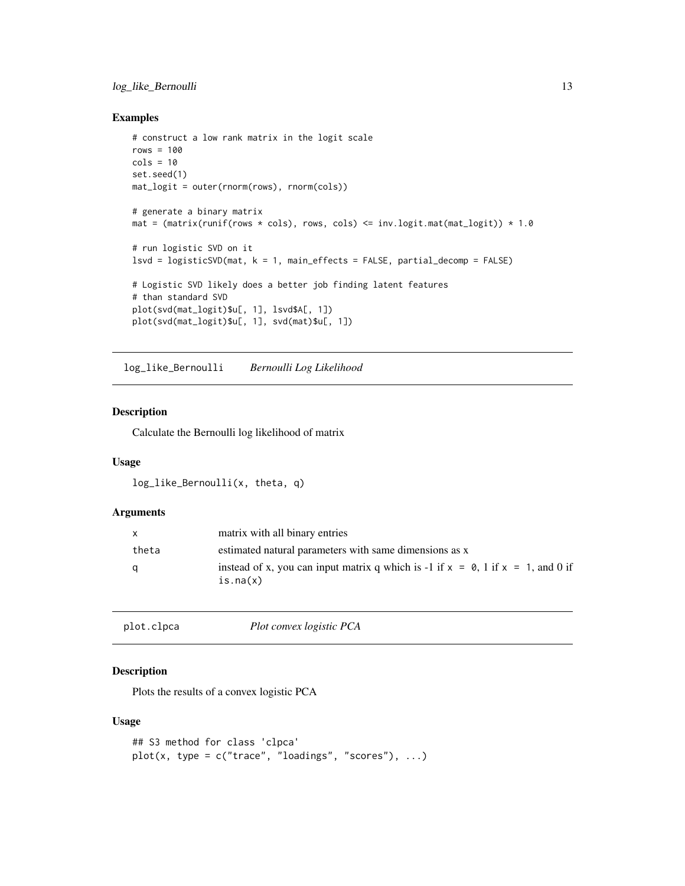## Examples

```
# construct a low rank matrix in the logit scale
rows = 100
cols = 10
set.seed(1)
mat_logit = outer(rnorm(rows), rnorm(cols))

# generate a binary matrix
mat = (matrix(runif(rows * cols), rows, cols) <= inv.logit.mat(mat_logit)) * 1.0

# run logistic SVD on it
lsvd = logisticSVD(mat, k = 1, main_effects = FALSE, partial_decomp = FALSE)

# Logistic SVD likely does a better job finding latent features
# than standard SVD
plot(svd(mat_logit)$u[, 1], lsvd$A[, 1])
plot(svd(mat_logit)$u[, 1], svd(mat)$u[, 1])
```

---

# log_like_Bernoulli *Bernoulli Log Likelihood*

## Description

Calculate the Bernoulli log likelihood of matrix

## Usage

```
log_like_Bernoulli(x, theta, q)
```

## Arguments

| | |
|---|---|
| x | matrix with all binary entries |
| theta | estimated natural parameters with same dimensions as x |
| q | instead of x, you can input matrix q which is -1 if `x = 0`, 1 if `x = 1`, and 0 if `is.na(x)` |

---

# plot.clpca *Plot convex logistic PCA*

## Description

Plots the results of a convex logistic PCA

## Usage

```
## S3 method for class 'clpca'
plot(x, type = c("trace", "loadings", "scores"), ...)
```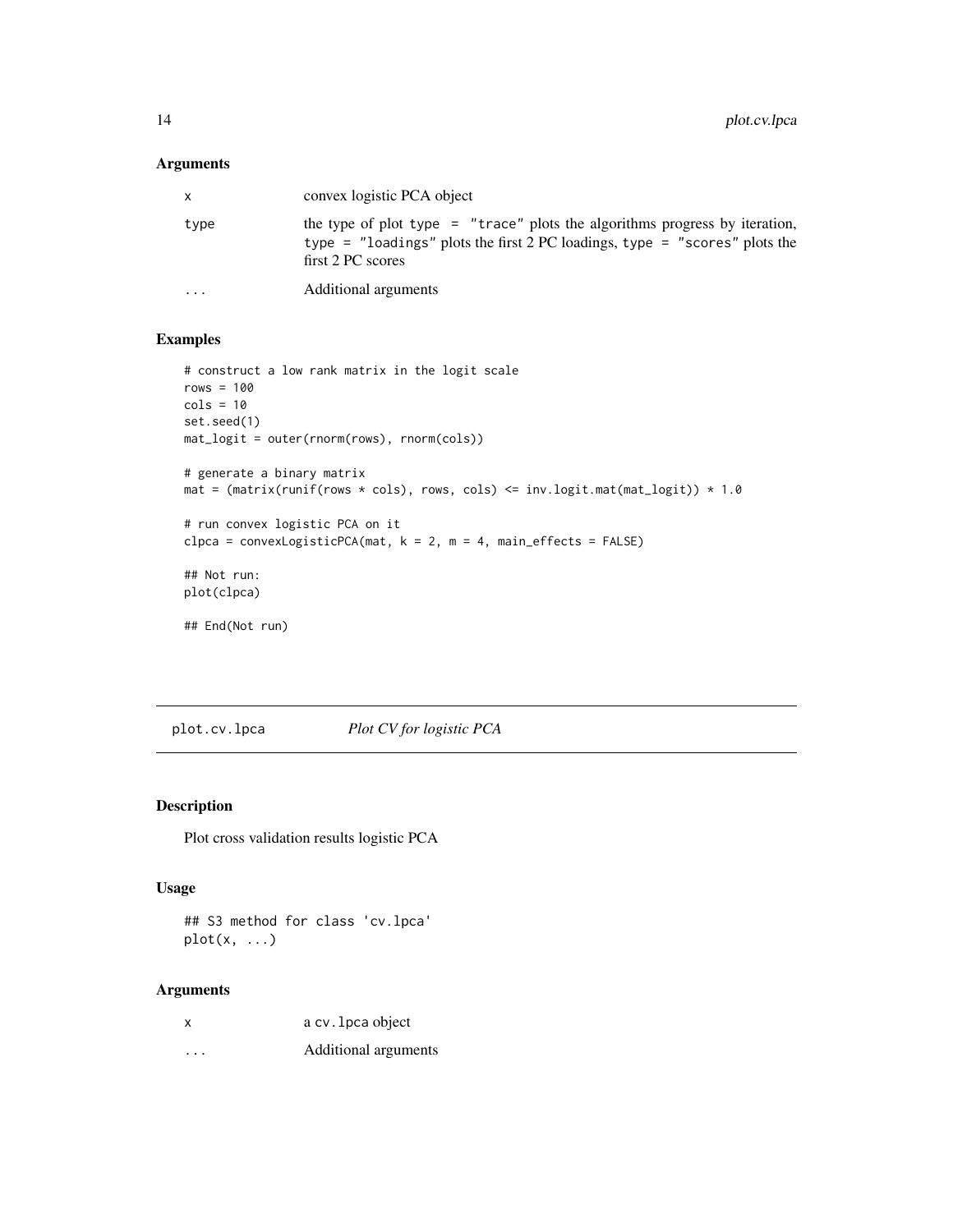### Arguments

| | |
|---|---|
| x | convex logistic PCA object |
| type | the type of plot `type = "trace"` plots the algorithms progress by iteration, `type = "loadings"` plots the first 2 PC loadings, `type = "scores"` plots the first 2 PC scores |
| ... | Additional arguments |

### Examples

```
# construct a low rank matrix in the logit scale
rows = 100
cols = 10
set.seed(1)
mat_logit = outer(rnorm(rows), rnorm(cols))

# generate a binary matrix
mat = (matrix(runif(rows * cols), rows, cols) <= inv.logit.mat(mat_logit)) * 1.0

# run convex logistic PCA on it
clpca = convexLogisticPCA(mat, k = 2, m = 4, main_effects = FALSE)

## Not run:
plot(clpca)

## End(Not run)
```

---

## plot.cv.lpca *Plot CV for logistic PCA*

### Description

Plot cross validation results logistic PCA

### Usage

```
## S3 method for class 'cv.lpca'
plot(x, ...)
```

### Arguments

| | |
|---|---|
| x | a `cv.lpca` object |
| ... | Additional arguments |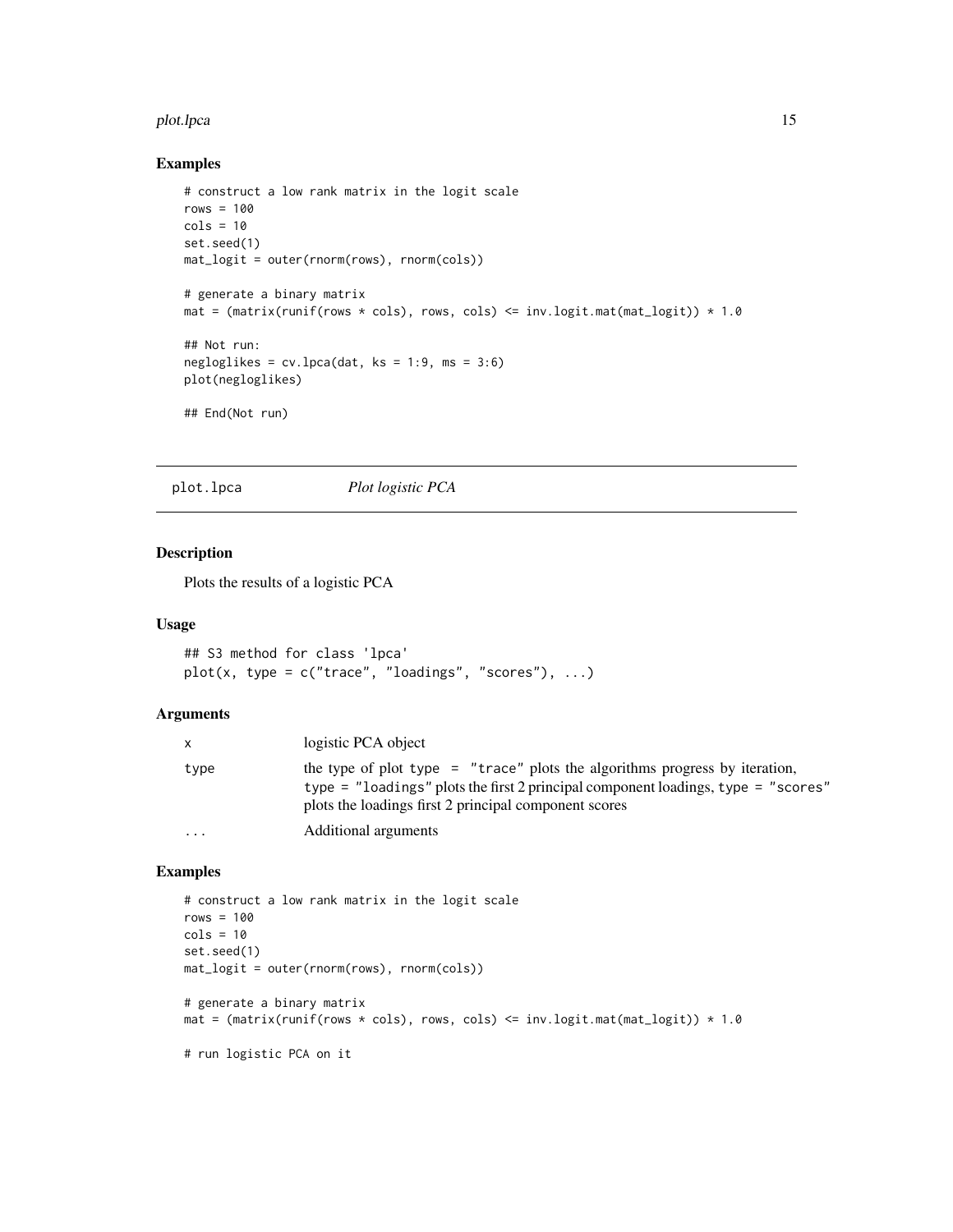## Examples

```
# construct a low rank matrix in the logit scale
rows = 100
cols = 10
set.seed(1)
mat_logit = outer(rnorm(rows), rnorm(cols))

# generate a binary matrix
mat = (matrix(runif(rows * cols), rows, cols) <= inv.logit.mat(mat_logit)) * 1.0

## Not run:
negloglikes = cv.lpca(dat, ks = 1:9, ms = 3:6)
plot(negloglikes)

## End(Not run)
```

---

## plot.lpca *Plot logistic PCA*

### Description

Plots the results of a logistic PCA

### Usage

```
## S3 method for class 'lpca'
plot(x, type = c("trace", "loadings", "scores"), ...)
```

### Arguments

| | |
|---|---|
| x | logistic PCA object |
| type | the type of plot type = "trace" plots the algorithms progress by iteration, type = "loadings" plots the first 2 principal component loadings, type = "scores" plots the loadings first 2 principal component scores |
| ... | Additional arguments |

### Examples

```
# construct a low rank matrix in the logit scale
rows = 100
cols = 10
set.seed(1)
mat_logit = outer(rnorm(rows), rnorm(cols))

# generate a binary matrix
mat = (matrix(runif(rows * cols), rows, cols) <= inv.logit.mat(mat_logit)) * 1.0

# run logistic PCA on it
```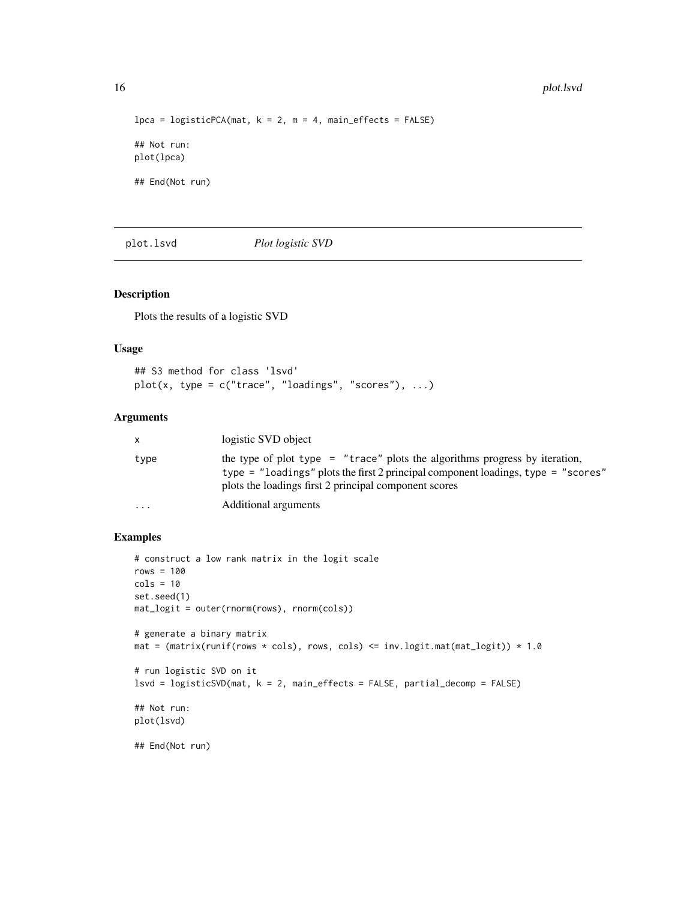```
lpca = logisticPCA(mat, k = 2, m = 4, main_effects = FALSE)

## Not run:
plot(lpca)

## End(Not run)
```

## plot.lsvd *Plot logistic SVD*

### Description

Plots the results of a logistic SVD

### Usage

```
## S3 method for class 'lsvd'
plot(x, type = c("trace", "loadings", "scores"), ...)
```

### Arguments

| | |
|---|---|
| x | logistic SVD object |
| type | the type of plot type = "trace" plots the algorithms progress by iteration, type = "loadings" plots the first 2 principal component loadings, type = "scores" plots the loadings first 2 principal component scores |
| ... | Additional arguments |

### Examples

```
# construct a low rank matrix in the logit scale
rows = 100
cols = 10
set.seed(1)
mat_logit = outer(rnorm(rows), rnorm(cols))

# generate a binary matrix
mat = (matrix(runif(rows * cols), rows, cols) <= inv.logit.mat(mat_logit)) * 1.0

# run logistic SVD on it
lsvd = logisticSVD(mat, k = 2, main_effects = FALSE, partial_decomp = FALSE)

## Not run:
plot(lsvd)

## End(Not run)
```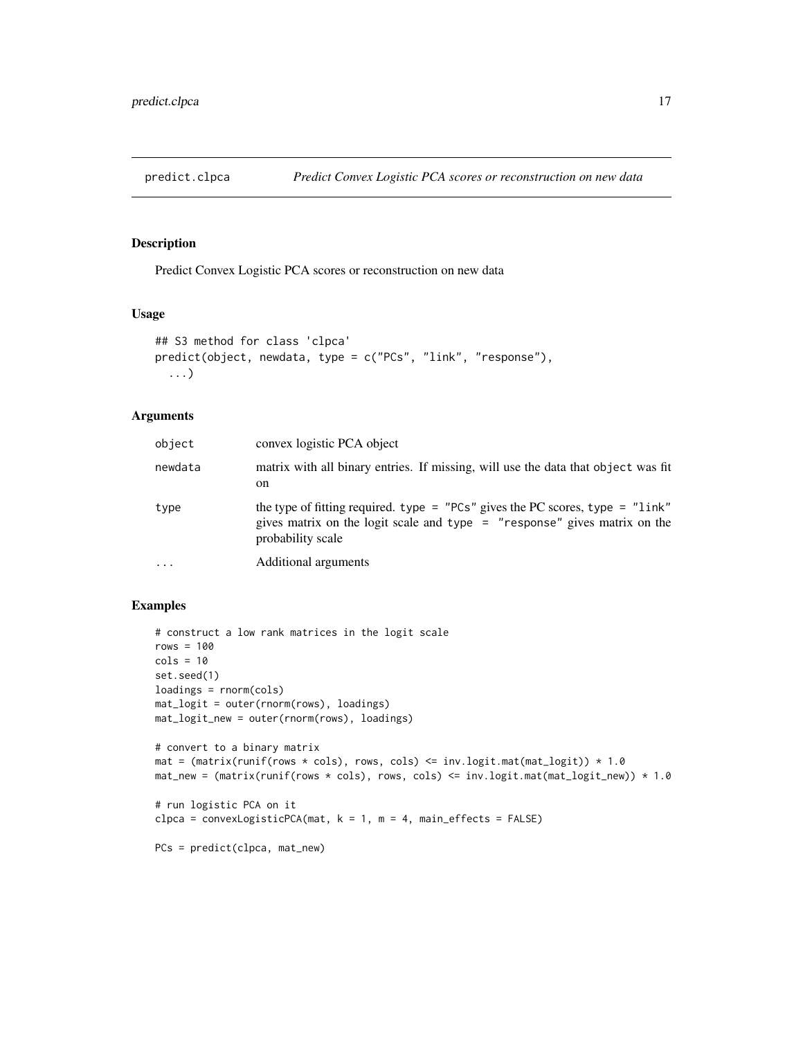predict.clpca    *Predict Convex Logistic PCA scores or reconstruction on new data*

## Description

Predict Convex Logistic PCA scores or reconstruction on new data

## Usage

```
## S3 method for class 'clpca'
predict(object, newdata, type = c("PCs", "link", "response"),
  ...)
```

## Arguments

| | |
|---|---|
| object | convex logistic PCA object |
| newdata | matrix with all binary entries. If missing, will use the data that object was fit on |
| type | the type of fitting required. type = "PCs" gives the PC scores, type = "link" gives matrix on the logit scale and type = "response" gives matrix on the probability scale |
| ... | Additional arguments |

## Examples

```
# construct a low rank matrices in the logit scale
rows = 100
cols = 10
set.seed(1)
loadings = rnorm(cols)
mat_logit = outer(rnorm(rows), loadings)
mat_logit_new = outer(rnorm(rows), loadings)

# convert to a binary matrix
mat = (matrix(runif(rows * cols), rows, cols) <= inv.logit.mat(mat_logit)) * 1.0
mat_new = (matrix(runif(rows * cols), rows, cols) <= inv.logit.mat(mat_logit_new)) * 1.0

# run logistic PCA on it
clpca = convexLogisticPCA(mat, k = 1, m = 4, main_effects = FALSE)

PCs = predict(clpca, mat_new)
```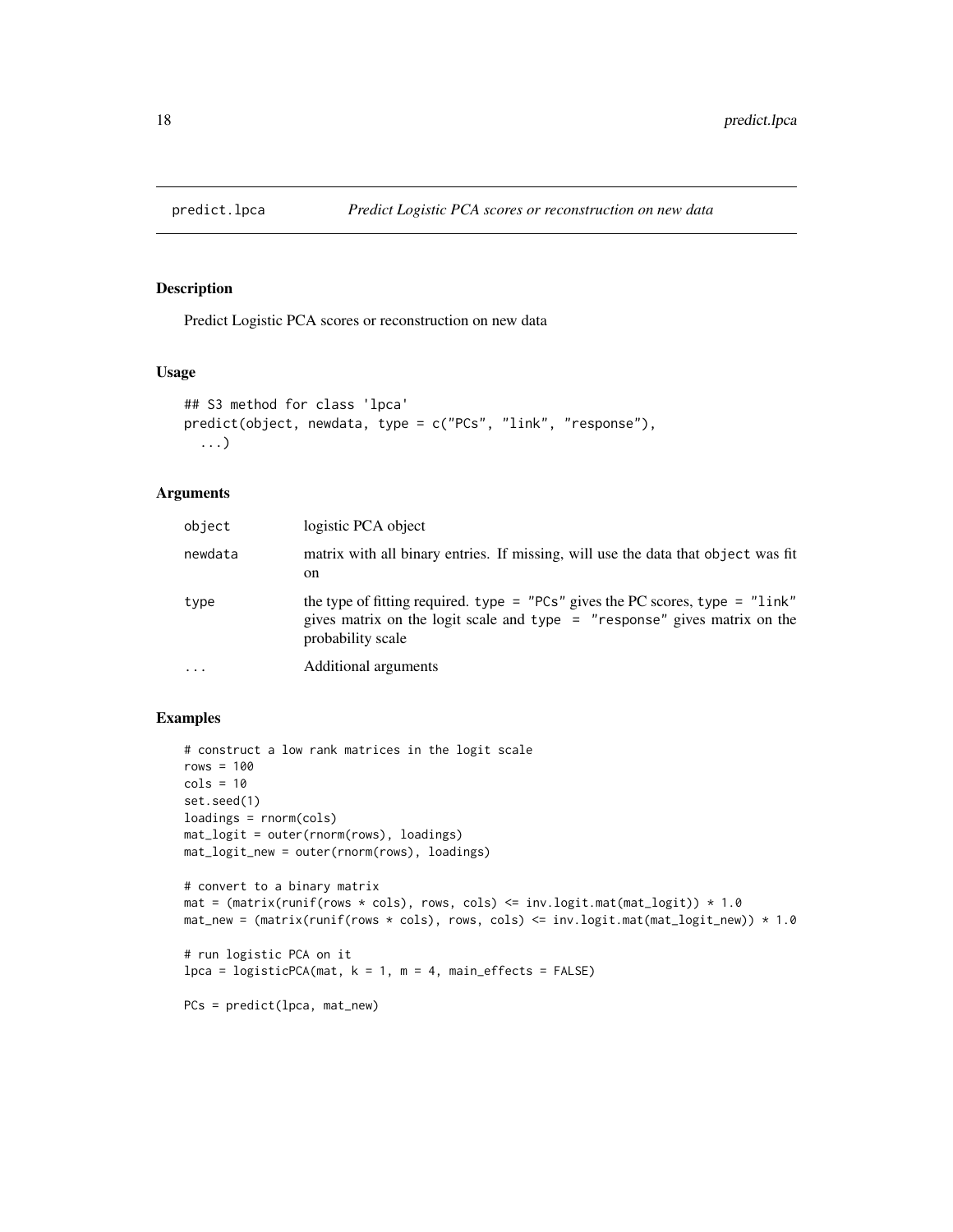## predict.lpca — *Predict Logistic PCA scores or reconstruction on new data*

### Description

Predict Logistic PCA scores or reconstruction on new data

### Usage

```
## S3 method for class 'lpca'
predict(object, newdata, type = c("PCs", "link", "response"),
  ...)
```

### Arguments

| | |
|---|---|
| `object` | logistic PCA object |
| `newdata` | matrix with all binary entries. If missing, will use the data that `object` was fit on |
| `type` | the type of fitting required. `type = "PCs"` gives the PC scores, `type = "link"` gives matrix on the logit scale and `type = "response"` gives matrix on the probability scale |
| `...` | Additional arguments |

### Examples

```
# construct a low rank matrices in the logit scale
rows = 100
cols = 10
set.seed(1)
loadings = rnorm(cols)
mat_logit = outer(rnorm(rows), loadings)
mat_logit_new = outer(rnorm(rows), loadings)

# convert to a binary matrix
mat = (matrix(runif(rows * cols), rows, cols) <= inv.logit.mat(mat_logit)) * 1.0
mat_new = (matrix(runif(rows * cols), rows, cols) <= inv.logit.mat(mat_logit_new)) * 1.0

# run logistic PCA on it
lpca = logisticPCA(mat, k = 1, m = 4, main_effects = FALSE)

PCs = predict(lpca, mat_new)
```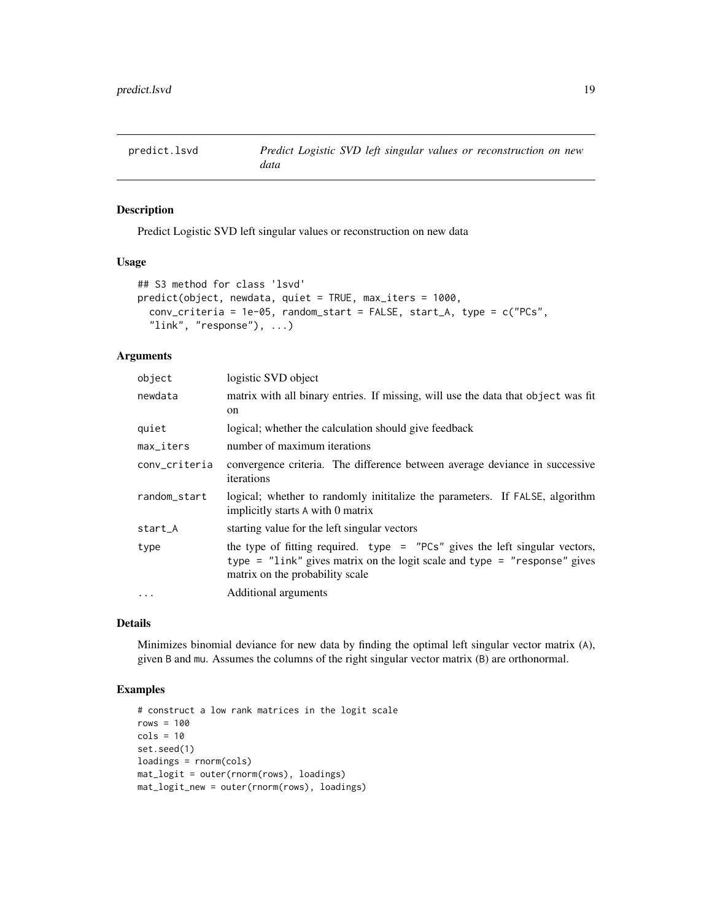## predict.lsvd — *Predict Logistic SVD left singular values or reconstruction on new data*

### Description

Predict Logistic SVD left singular values or reconstruction on new data

### Usage

```
## S3 method for class 'lsvd'
predict(object, newdata, quiet = TRUE, max_iters = 1000,
  conv_criteria = 1e-05, random_start = FALSE, start_A, type = c("PCs",
  "link", "response"), ...)
```

### Arguments

| | |
|---|---|
| object | logistic SVD object |
| newdata | matrix with all binary entries. If missing, will use the data that object was fit on |
| quiet | logical; whether the calculation should give feedback |
| max_iters | number of maximum iterations |
| conv_criteria | convergence criteria. The difference between average deviance in successive iterations |
| random_start | logical; whether to randomly inititalize the parameters. If FALSE, algorithm implicitly starts A with 0 matrix |
| start_A | starting value for the left singular vectors |
| type | the type of fitting required. type = "PCs" gives the left singular vectors, type = "link" gives matrix on the logit scale and type = "response" gives matrix on the probability scale |
| ... | Additional arguments |

### Details

Minimizes binomial deviance for new data by finding the optimal left singular vector matrix (A), given B and mu. Assumes the columns of the right singular vector matrix (B) are orthonormal.

### Examples

```
# construct a low rank matrices in the logit scale
rows = 100
cols = 10
set.seed(1)
loadings = rnorm(cols)
mat_logit = outer(rnorm(rows), loadings)
mat_logit_new = outer(rnorm(rows), loadings)
```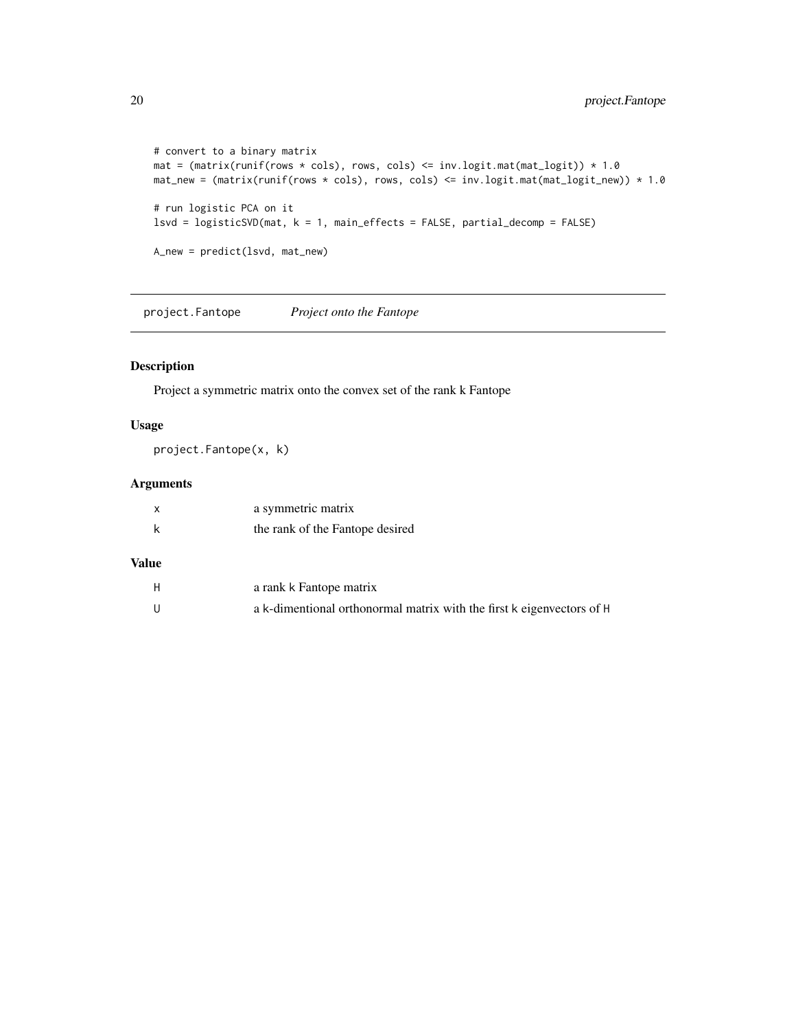```
# convert to a binary matrix
mat = (matrix(runif(rows * cols), rows, cols) <= inv.logit.mat(mat_logit)) * 1.0
mat_new = (matrix(runif(rows * cols), rows, cols) <= inv.logit.mat(mat_logit_new)) * 1.0

# run logistic PCA on it
lsvd = logisticSVD(mat, k = 1, main_effects = FALSE, partial_decomp = FALSE)

A_new = predict(lsvd, mat_new)
```

---

## project.Fantope — *Project onto the Fantope*

---

### Description

Project a symmetric matrix onto the convex set of the rank k Fantope

### Usage

```
project.Fantope(x, k)
```

### Arguments

| | |
|---|---|
| x | a symmetric matrix |
| k | the rank of the Fantope desired |

### Value

| | |
|---|---|
| H | a rank k Fantope matrix |
| U | a k-dimentional orthonormal matrix with the first k eigenvectors of H |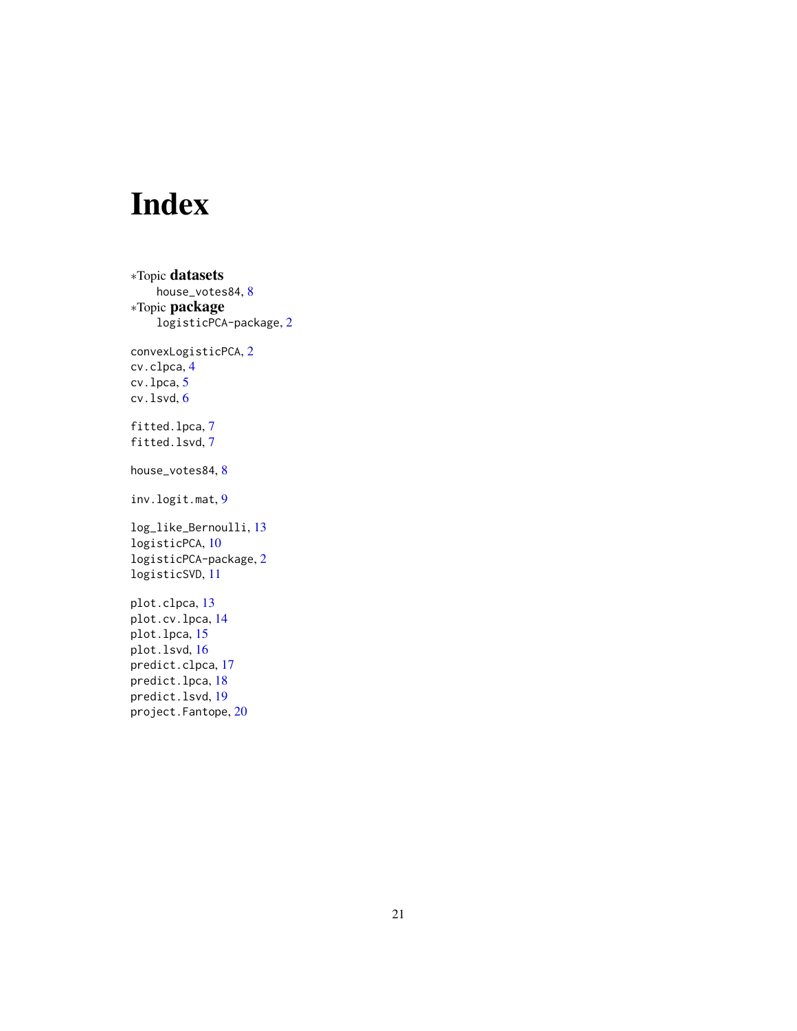# Index

*Topic **datasets**
    house_votes84, 8
*Topic **package**
    logisticPCA-package, 2

convexLogisticPCA, 2
cv.clpca, 4
cv.lpca, 5
cv.lsvd, 6

fitted.lpca, 7
fitted.lsvd, 7

house_votes84, 8

inv.logit.mat, 9

log_like_Bernoulli, 13
logisticPCA, 10
logisticPCA-package, 2
logisticSVD, 11

plot.clpca, 13
plot.cv.lpca, 14
plot.lpca, 15
plot.lsvd, 16
predict.clpca, 17
predict.lpca, 18
predict.lsvd, 19
project.Fantope, 20